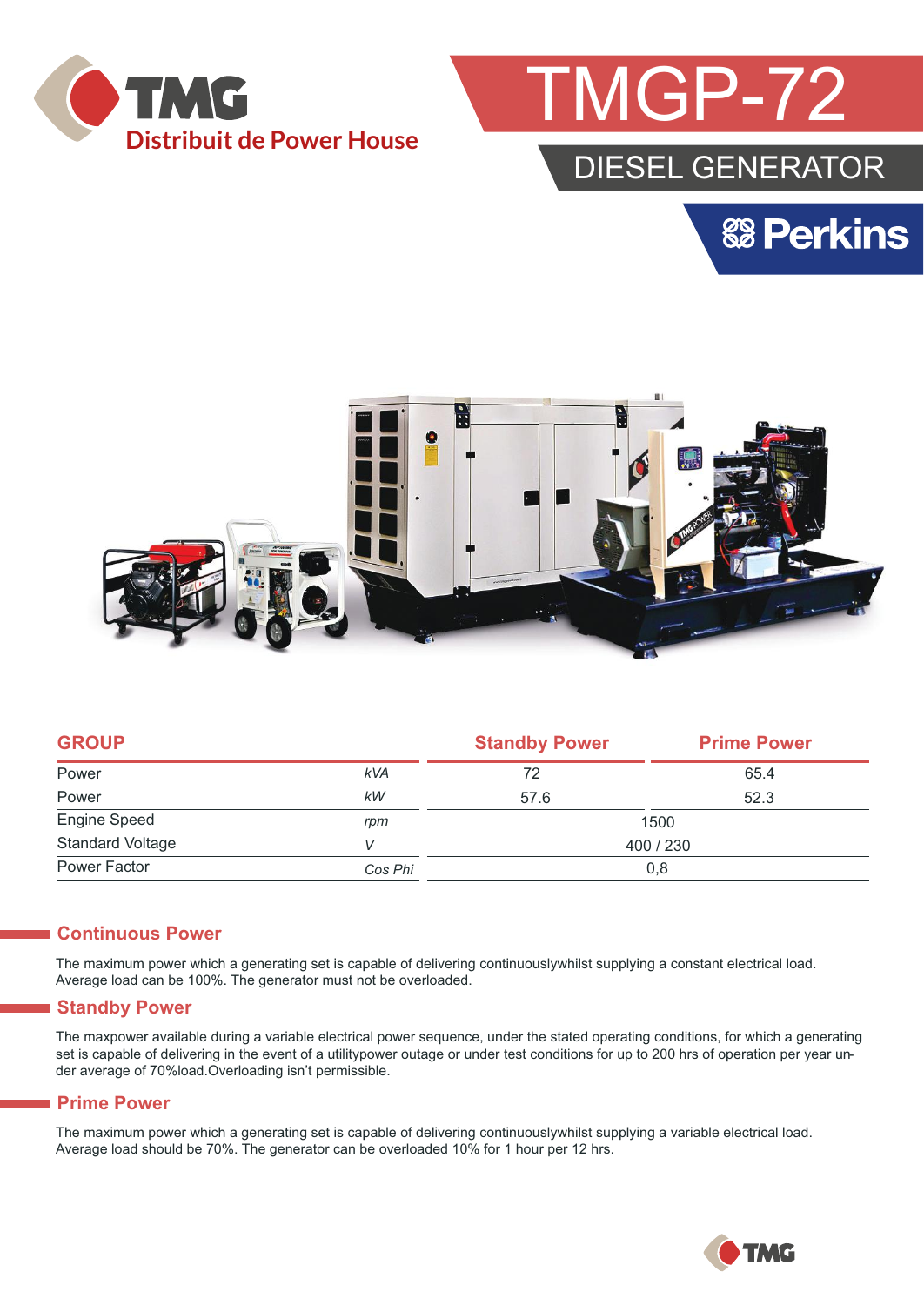TMG
Distribuit de Power House

# TMGP-72

## DIESEL GENERATOR

Perkins

| GROUP | | Standby Power | Prime Power |
|---|---|---|---|
| Power | kVA | 72 | 65.4 |
| Power | kW | 57.6 | 52.3 |
| Engine Speed | rpm | 1500 | |
| Standard Voltage | V | 400 / 230 | |
| Power Factor | Cos Phi | 0,8 | |

## Continuous Power

The maximum power which a generating set is capable of delivering continuouslywhilst supplying a constant electrical load. Average load can be 100%. The generator must not be overloaded.

## Standby Power

The maxpower available during a variable electrical power sequence, under the stated operating conditions, for which a generating set is capable of delivering in the event of a utilitypower outage or under test conditions for up to 200 hrs of operation per year under average of 70%load.Overloading isn't permissible.

## Prime Power

The maximum power which a generating set is capable of delivering continuouslywhilst supplying a variable electrical load. Average load should be 70%. The generator can be overloaded 10% for 1 hour per 12 hrs.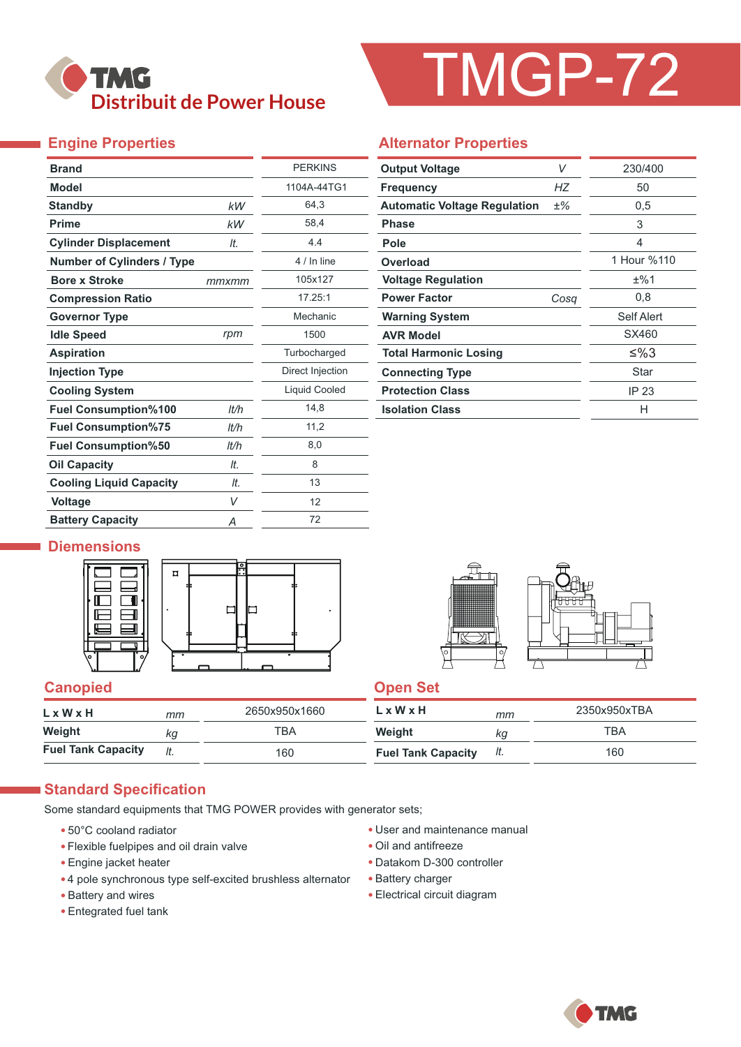**TMG**
**Distribuit de Power House**

# TMGP-72

## Engine Properties

| | | |
|---|---|---|
| **Brand** | | PERKINS |
| **Model** | | 1104A-44TG1 |
| **Standby** | *kW* | 64,3 |
| **Prime** | *kW* | 58,4 |
| **Cylinder Displacement** | *lt.* | 4.4 |
| **Number of Cylinders / Type** | | 4 / In line |
| **Bore x Stroke** | *mmxmm* | 105x127 |
| **Compression Ratio** | | 17.25:1 |
| **Governor Type** | | Mechanic |
| **Idle Speed** | *rpm* | 1500 |
| **Aspiration** | | Turbocharged |
| **Injection Type** | | Direct Injection |
| **Cooling System** | | Liquid Cooled |
| **Fuel Consumption%100** | *lt/h* | 14,8 |
| **Fuel Consumption%75** | *lt/h* | 11,2 |
| **Fuel Consumption%50** | *lt/h* | 8,0 |
| **Oil Capacity** | *lt.* | 8 |
| **Cooling Liquid Capacity** | *lt.* | 13 |
| **Voltage** | *V* | 12 |
| **Battery Capacity** | *A* | 72 |

## Alternator Properties

| | | |
|---|---|---|
| **Output Voltage** | *V* | 230/400 |
| **Frequency** | *HZ* | 50 |
| **Automatic Voltage Regulation** | ±% | 0,5 |
| **Phase** | | 3 |
| **Pole** | | 4 |
| **Overload** | | 1 Hour %110 |
| **Voltage Regulation** | | ±%1 |
| **Power Factor** | *Cosq* | 0,8 |
| **Warning System** | | Self Alert |
| **AVR Model** | | SX460 |
| **Total Harmonic Losing** | | ≤%3 |
| **Connecting Type** | | Star |
| **Protection Class** | | IP 23 |
| **Isolation Class** | | H |

## Diemensions

### Canopied

| | | |
|---|---|---|
| **L x W x H** | *mm* | 2650x950x1660 |
| **Weight** | *kg* | TBA |
| **Fuel Tank Capacity** | *lt.* | 160 |

### Open Set

| | | |
|---|---|---|
| **L x W x H** | *mm* | 2350x950xTBA |
| **Weight** | *kg* | TBA |
| **Fuel Tank Capacity** | *lt.* | 160 |

## Standard Specification

Some standard equipments that TMG POWER provides with generator sets;

- 50°C cooland radiator
- Flexible fuelpipes and oil drain valve
- Engine jacket heater
- 4 pole synchronous type self-excited brushless alternator
- Battery and wires
- Entegrated fuel tank
- User and maintenance manual
- Oil and antifreeze
- Datakom D-300 controller
- Battery charger
- Electrical circuit diagram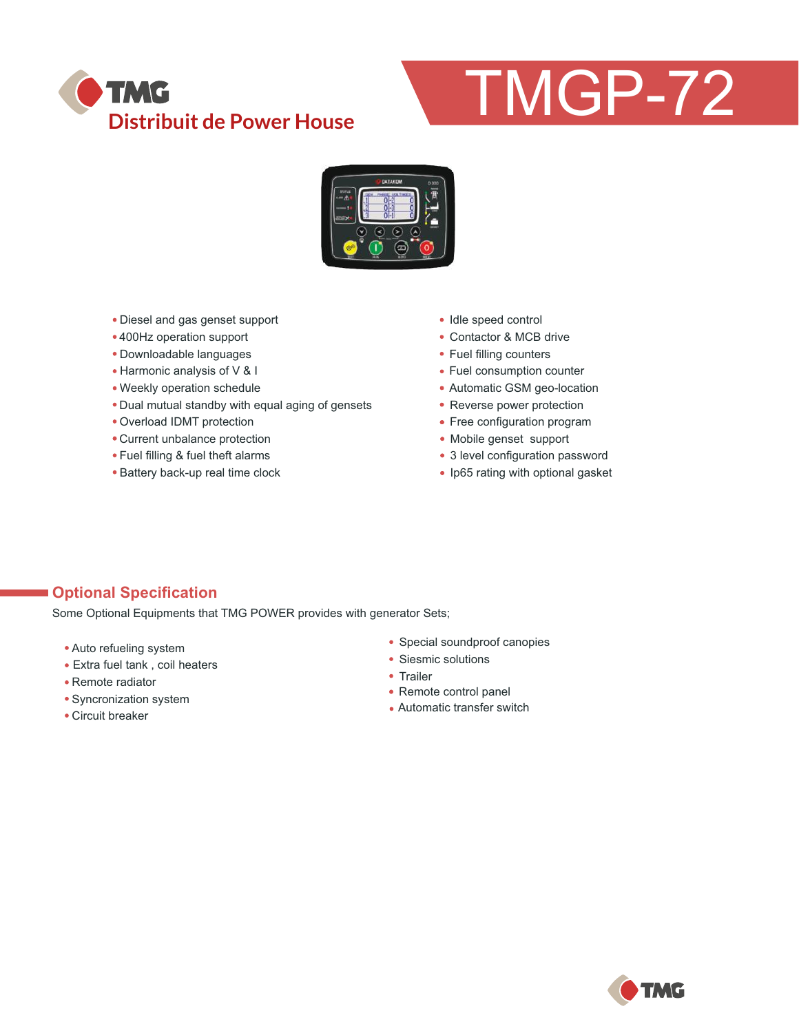TMG
Distribuit de Power House

# TMGP-72

- Diesel and gas genset support
- 400Hz operation support
- Downloadable languages
- Harmonic analysis of V & I
- Weekly operation schedule
- Dual mutual standby with equal aging of gensets
- Overload IDMT protection
- Current unbalance protection
- Fuel filling & fuel theft alarms
- Battery back-up real time clock
- Idle speed control
- Contactor & MCB drive
- Fuel filling counters
- Fuel consumption counter
- Automatic GSM geo-location
- Reverse power protection
- Free configuration program
- Mobile genset support
- 3 level configuration password
- Ip65 rating with optional gasket

## Optional Specification

Some Optional Equipments that TMG POWER provides with generator Sets;

- Auto refueling system
- Extra fuel tank , coil heaters
- Remote radiator
- Syncronization system
- Circuit breaker
- Special soundproof canopies
- Siesmic solutions
- Trailer
- Remote control panel
- Automatic transfer switch